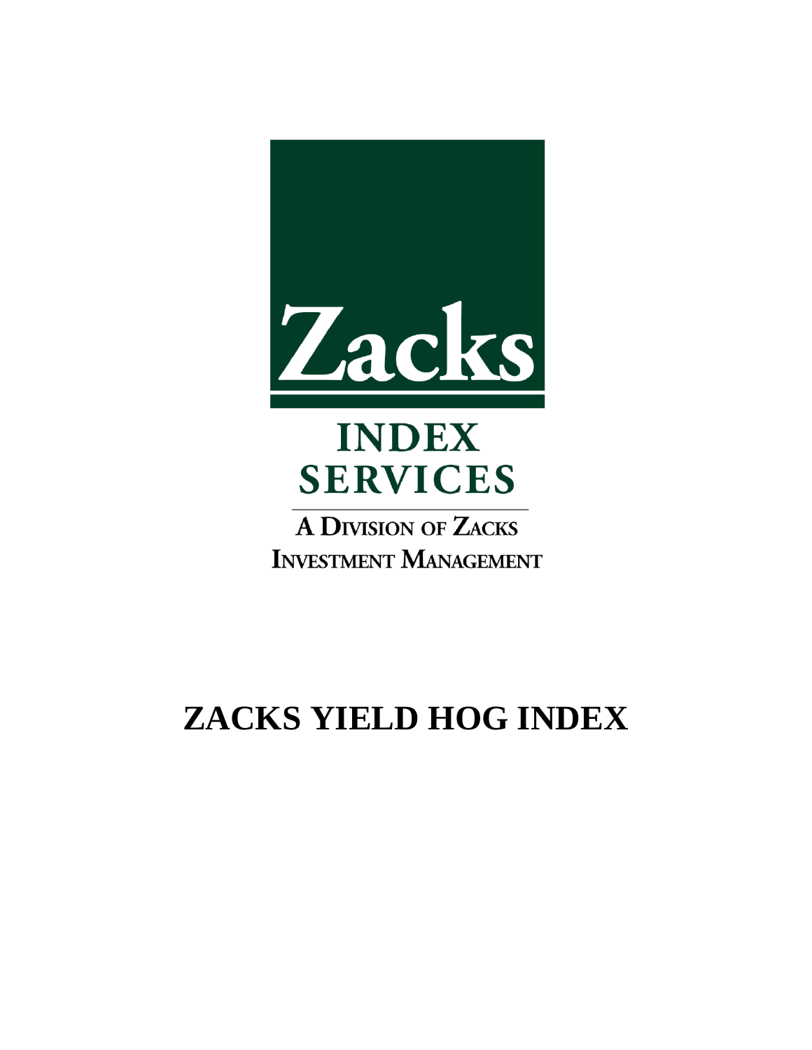Zacks

INDEX SERVICES

A DIVISION OF ZACKS INVESTMENT MANAGEMENT

# ZACKS YIELD HOG INDEX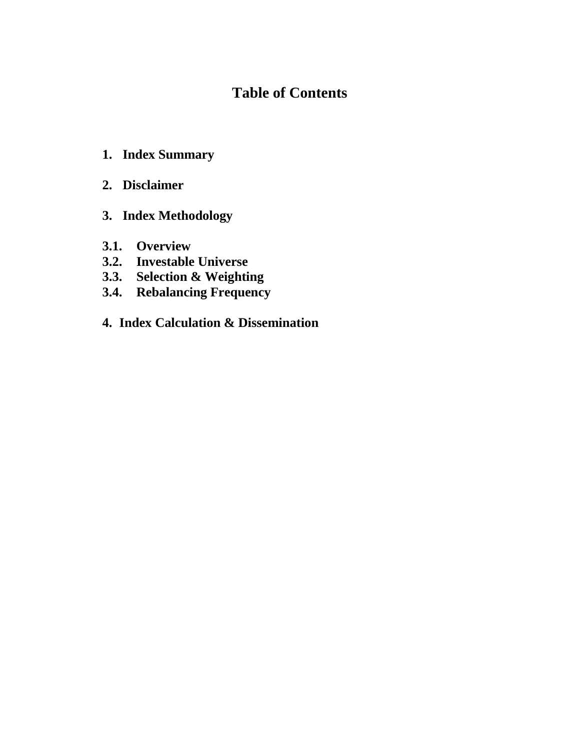# Table of Contents

**1. Index Summary**

**2. Disclaimer**

**3. Index Methodology**

**3.1. Overview**
**3.2. Investable Universe**
**3.3. Selection & Weighting**
**3.4. Rebalancing Frequency**

**4. Index Calculation & Dissemination**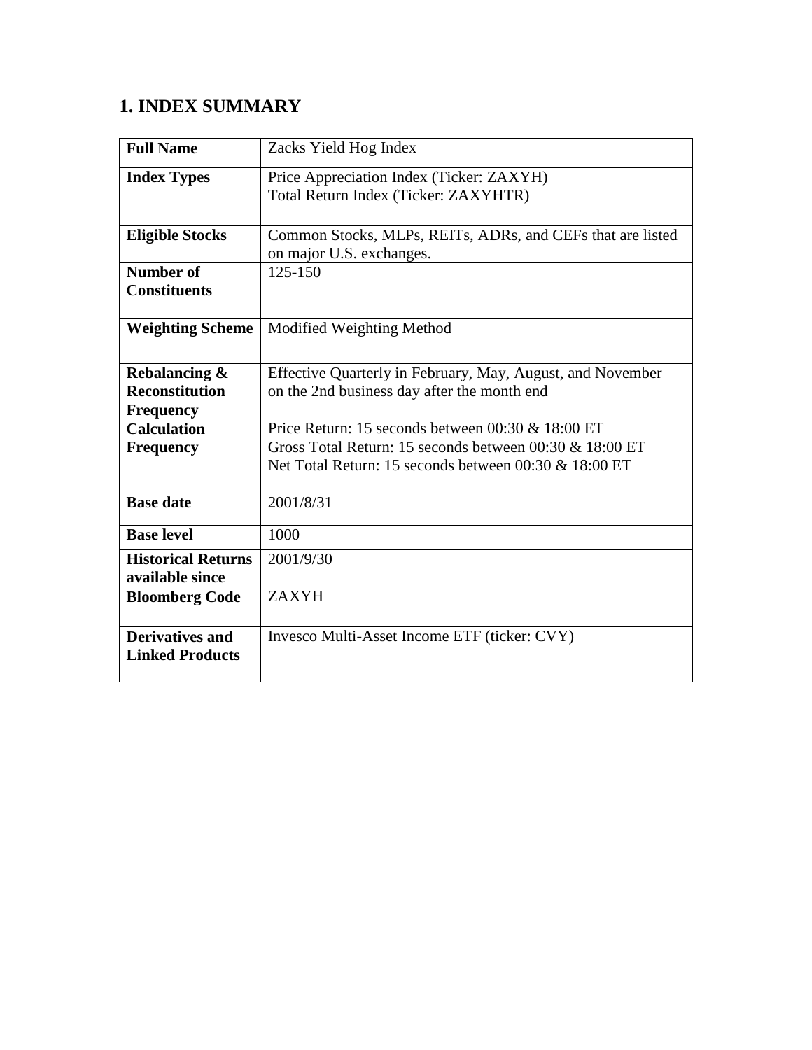# 1. INDEX SUMMARY

| | |
|---|---|
| **Full Name** | Zacks Yield Hog Index |
| **Index Types** | Price Appreciation Index (Ticker: ZAXYH)<br>Total Return Index (Ticker: ZAXYHTR) |
| **Eligible Stocks** | Common Stocks, MLPs, REITs, ADRs, and CEFs that are listed on major U.S. exchanges. |
| **Number of Constituents** | 125-150 |
| **Weighting Scheme** | Modified Weighting Method |
| **Rebalancing & Reconstitution Frequency** | Effective Quarterly in February, May, August, and November on the 2nd business day after the month end |
| **Calculation Frequency** | Price Return: 15 seconds between 00:30 & 18:00 ET<br>Gross Total Return: 15 seconds between 00:30 & 18:00 ET<br>Net Total Return: 15 seconds between 00:30 & 18:00 ET |
| **Base date** | 2001/8/31 |
| **Base level** | 1000 |
| **Historical Returns available since** | 2001/9/30 |
| **Bloomberg Code** | ZAXYH |
| **Derivatives and Linked Products** | Invesco Multi-Asset Income ETF (ticker: CVY) |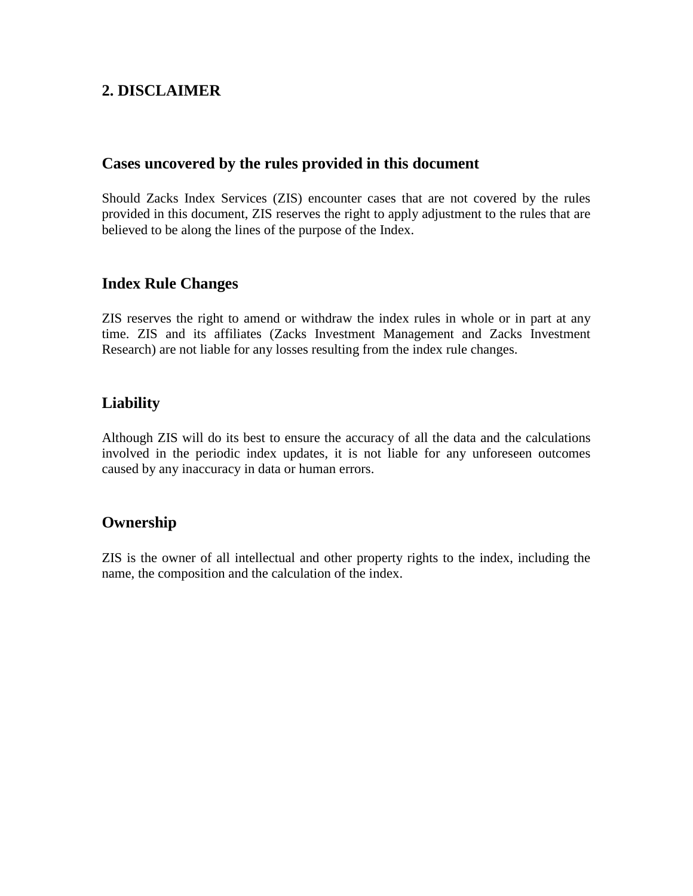## 2. DISCLAIMER

### Cases uncovered by the rules provided in this document

Should Zacks Index Services (ZIS) encounter cases that are not covered by the rules provided in this document, ZIS reserves the right to apply adjustment to the rules that are believed to be along the lines of the purpose of the Index.

### Index Rule Changes

ZIS reserves the right to amend or withdraw the index rules in whole or in part at any time. ZIS and its affiliates (Zacks Investment Management and Zacks Investment Research) are not liable for any losses resulting from the index rule changes.

### Liability

Although ZIS will do its best to ensure the accuracy of all the data and the calculations involved in the periodic index updates, it is not liable for any unforeseen outcomes caused by any inaccuracy in data or human errors.

### Ownership

ZIS is the owner of all intellectual and other property rights to the index, including the name, the composition and the calculation of the index.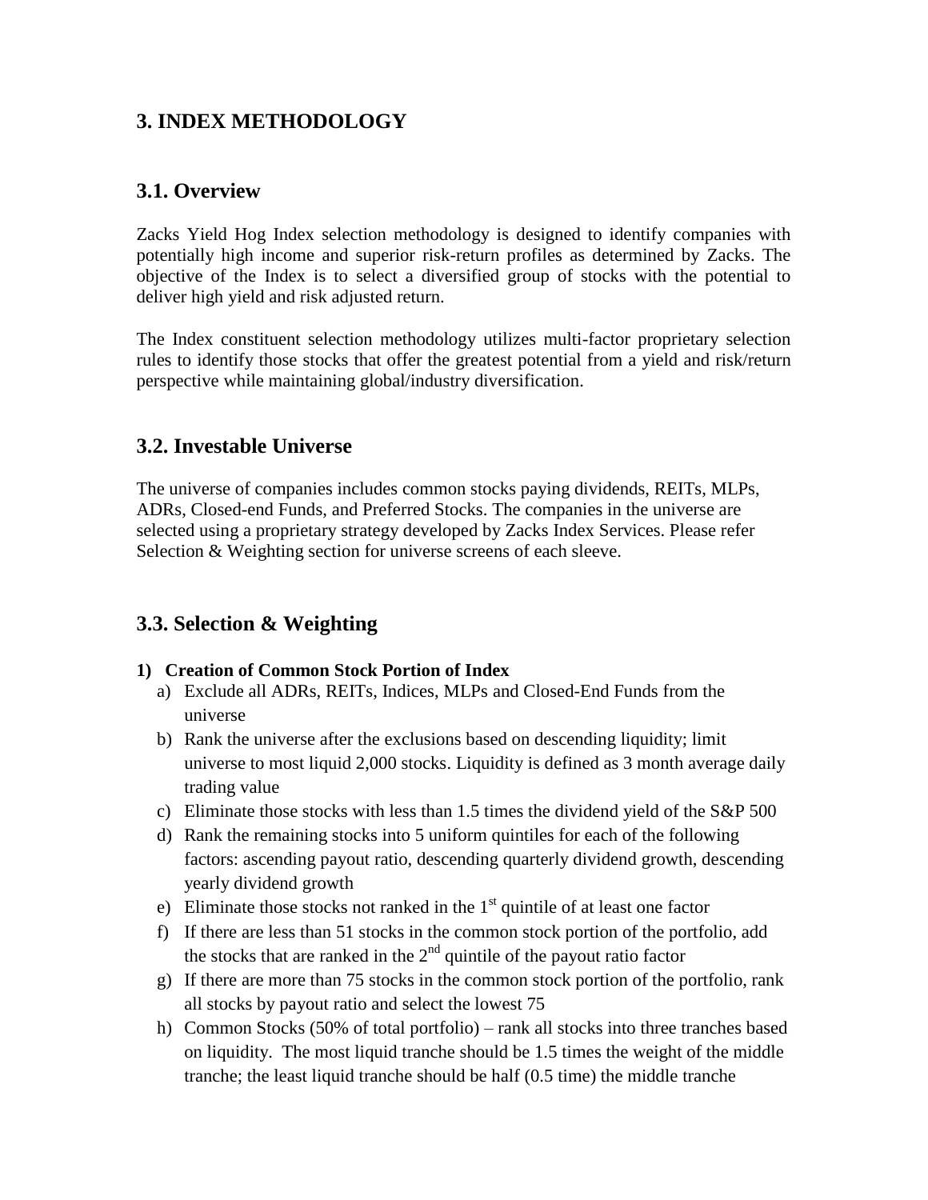# 3. INDEX METHODOLOGY

## 3.1. Overview

Zacks Yield Hog Index selection methodology is designed to identify companies with potentially high income and superior risk-return profiles as determined by Zacks. The objective of the Index is to select a diversified group of stocks with the potential to deliver high yield and risk adjusted return.

The Index constituent selection methodology utilizes multi-factor proprietary selection rules to identify those stocks that offer the greatest potential from a yield and risk/return perspective while maintaining global/industry diversification.

## 3.2. Investable Universe

The universe of companies includes common stocks paying dividends, REITs, MLPs, ADRs, Closed-end Funds, and Preferred Stocks. The companies in the universe are selected using a proprietary strategy developed by Zacks Index Services. Please refer Selection & Weighting section for universe screens of each sleeve.

## 3.3. Selection & Weighting

**1) Creation of Common Stock Portion of Index**

a) Exclude all ADRs, REITs, Indices, MLPs and Closed-End Funds from the universe
b) Rank the universe after the exclusions based on descending liquidity; limit universe to most liquid 2,000 stocks. Liquidity is defined as 3 month average daily trading value
c) Eliminate those stocks with less than 1.5 times the dividend yield of the S&P 500
d) Rank the remaining stocks into 5 uniform quintiles for each of the following factors: ascending payout ratio, descending quarterly dividend growth, descending yearly dividend growth
e) Eliminate those stocks not ranked in the 1st quintile of at least one factor
f) If there are less than 51 stocks in the common stock portion of the portfolio, add the stocks that are ranked in the 2nd quintile of the payout ratio factor
g) If there are more than 75 stocks in the common stock portion of the portfolio, rank all stocks by payout ratio and select the lowest 75
h) Common Stocks (50% of total portfolio) – rank all stocks into three tranches based on liquidity. The most liquid tranche should be 1.5 times the weight of the middle tranche; the least liquid tranche should be half (0.5 time) the middle tranche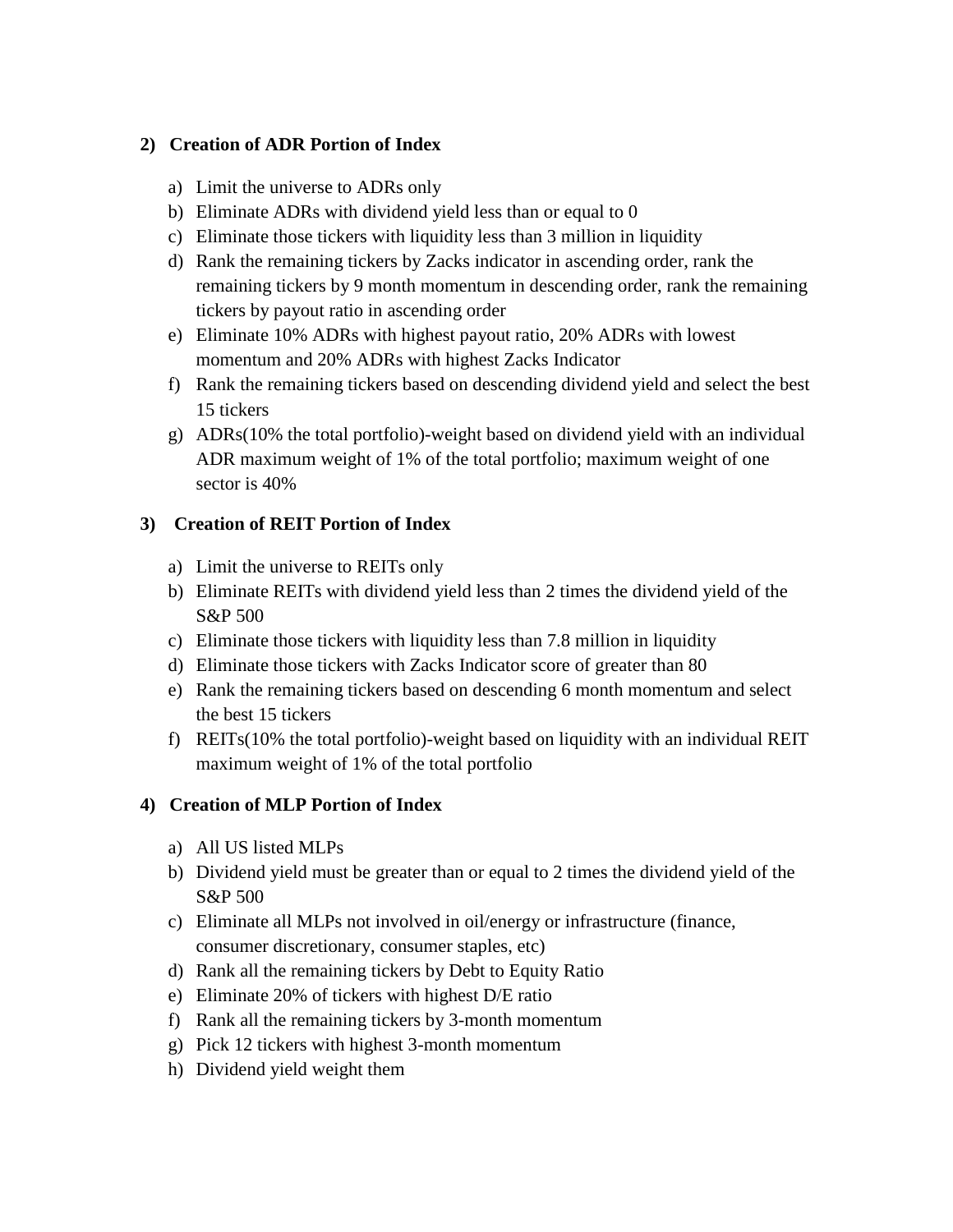**2) Creation of ADR Portion of Index**

a) Limit the universe to ADRs only
b) Eliminate ADRs with dividend yield less than or equal to 0
c) Eliminate those tickers with liquidity less than 3 million in liquidity
d) Rank the remaining tickers by Zacks indicator in ascending order, rank the remaining tickers by 9 month momentum in descending order, rank the remaining tickers by payout ratio in ascending order
e) Eliminate 10% ADRs with highest payout ratio, 20% ADRs with lowest momentum and 20% ADRs with highest Zacks Indicator
f) Rank the remaining tickers based on descending dividend yield and select the best 15 tickers
g) ADRs(10% the total portfolio)-weight based on dividend yield with an individual ADR maximum weight of 1% of the total portfolio; maximum weight of one sector is 40%

**3) Creation of REIT Portion of Index**

a) Limit the universe to REITs only
b) Eliminate REITs with dividend yield less than 2 times the dividend yield of the S&P 500
c) Eliminate those tickers with liquidity less than 7.8 million in liquidity
d) Eliminate those tickers with Zacks Indicator score of greater than 80
e) Rank the remaining tickers based on descending 6 month momentum and select the best 15 tickers
f) REITs(10% the total portfolio)-weight based on liquidity with an individual REIT maximum weight of 1% of the total portfolio

**4) Creation of MLP Portion of Index**

a) All US listed MLPs
b) Dividend yield must be greater than or equal to 2 times the dividend yield of the S&P 500
c) Eliminate all MLPs not involved in oil/energy or infrastructure (finance, consumer discretionary, consumer staples, etc)
d) Rank all the remaining tickers by Debt to Equity Ratio
e) Eliminate 20% of tickers with highest D/E ratio
f) Rank all the remaining tickers by 3-month momentum
g) Pick 12 tickers with highest 3-month momentum
h) Dividend yield weight them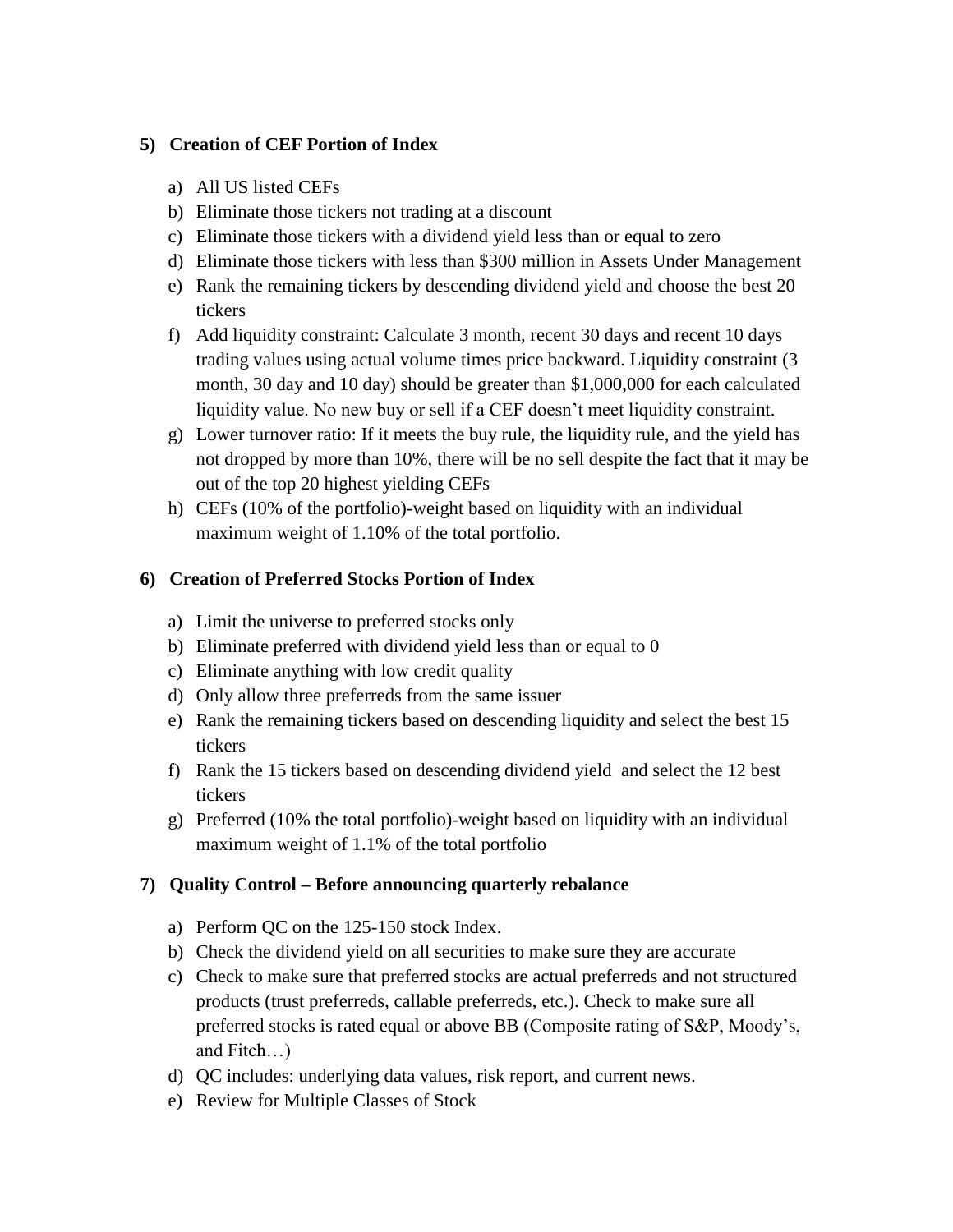**5) Creation of CEF Portion of Index**

a) All US listed CEFs
b) Eliminate those tickers not trading at a discount
c) Eliminate those tickers with a dividend yield less than or equal to zero
d) Eliminate those tickers with less than $300 million in Assets Under Management
e) Rank the remaining tickers by descending dividend yield and choose the best 20 tickers
f) Add liquidity constraint: Calculate 3 month, recent 30 days and recent 10 days trading values using actual volume times price backward. Liquidity constraint (3 month, 30 day and 10 day) should be greater than $1,000,000 for each calculated liquidity value. No new buy or sell if a CEF doesn't meet liquidity constraint.
g) Lower turnover ratio: If it meets the buy rule, the liquidity rule, and the yield has not dropped by more than 10%, there will be no sell despite the fact that it may be out of the top 20 highest yielding CEFs
h) CEFs (10% of the portfolio)-weight based on liquidity with an individual maximum weight of 1.10% of the total portfolio.

**6) Creation of Preferred Stocks Portion of Index**

a) Limit the universe to preferred stocks only
b) Eliminate preferred with dividend yield less than or equal to 0
c) Eliminate anything with low credit quality
d) Only allow three preferreds from the same issuer
e) Rank the remaining tickers based on descending liquidity and select the best 15 tickers
f) Rank the 15 tickers based on descending dividend yield and select the 12 best tickers
g) Preferred (10% the total portfolio)-weight based on liquidity with an individual maximum weight of 1.1% of the total portfolio

**7) Quality Control – Before announcing quarterly rebalance**

a) Perform QC on the 125-150 stock Index.
b) Check the dividend yield on all securities to make sure they are accurate
c) Check to make sure that preferred stocks are actual preferreds and not structured products (trust preferreds, callable preferreds, etc.). Check to make sure all preferred stocks is rated equal or above BB (Composite rating of S&P, Moody's, and Fitch…)
d) QC includes: underlying data values, risk report, and current news.
e) Review for Multiple Classes of Stock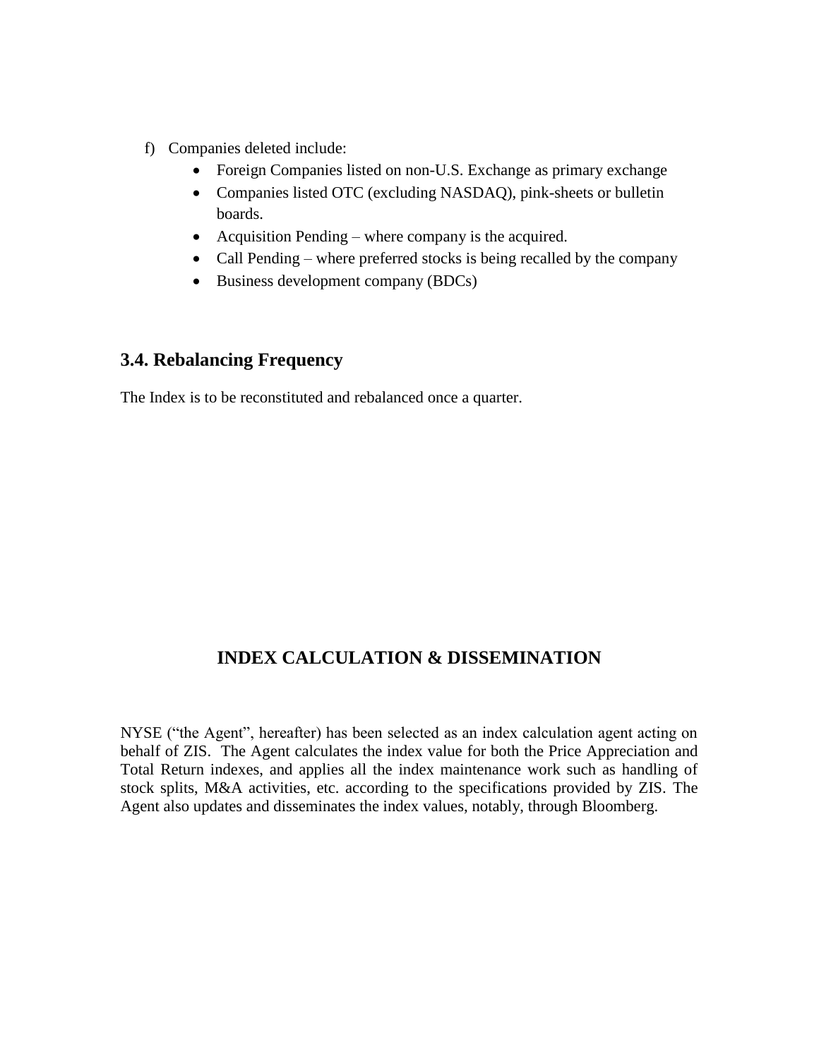f) Companies deleted include:
   - Foreign Companies listed on non-U.S. Exchange as primary exchange
   - Companies listed OTC (excluding NASDAQ), pink-sheets or bulletin boards.
   - Acquisition Pending – where company is the acquired.
   - Call Pending – where preferred stocks is being recalled by the company
   - Business development company (BDCs)

## 3.4. Rebalancing Frequency

The Index is to be reconstituted and rebalanced once a quarter.

# INDEX CALCULATION & DISSEMINATION

NYSE ("the Agent", hereafter) has been selected as an index calculation agent acting on behalf of ZIS. The Agent calculates the index value for both the Price Appreciation and Total Return indexes, and applies all the index maintenance work such as handling of stock splits, M&A activities, etc. according to the specifications provided by ZIS. The Agent also updates and disseminates the index values, notably, through Bloomberg.